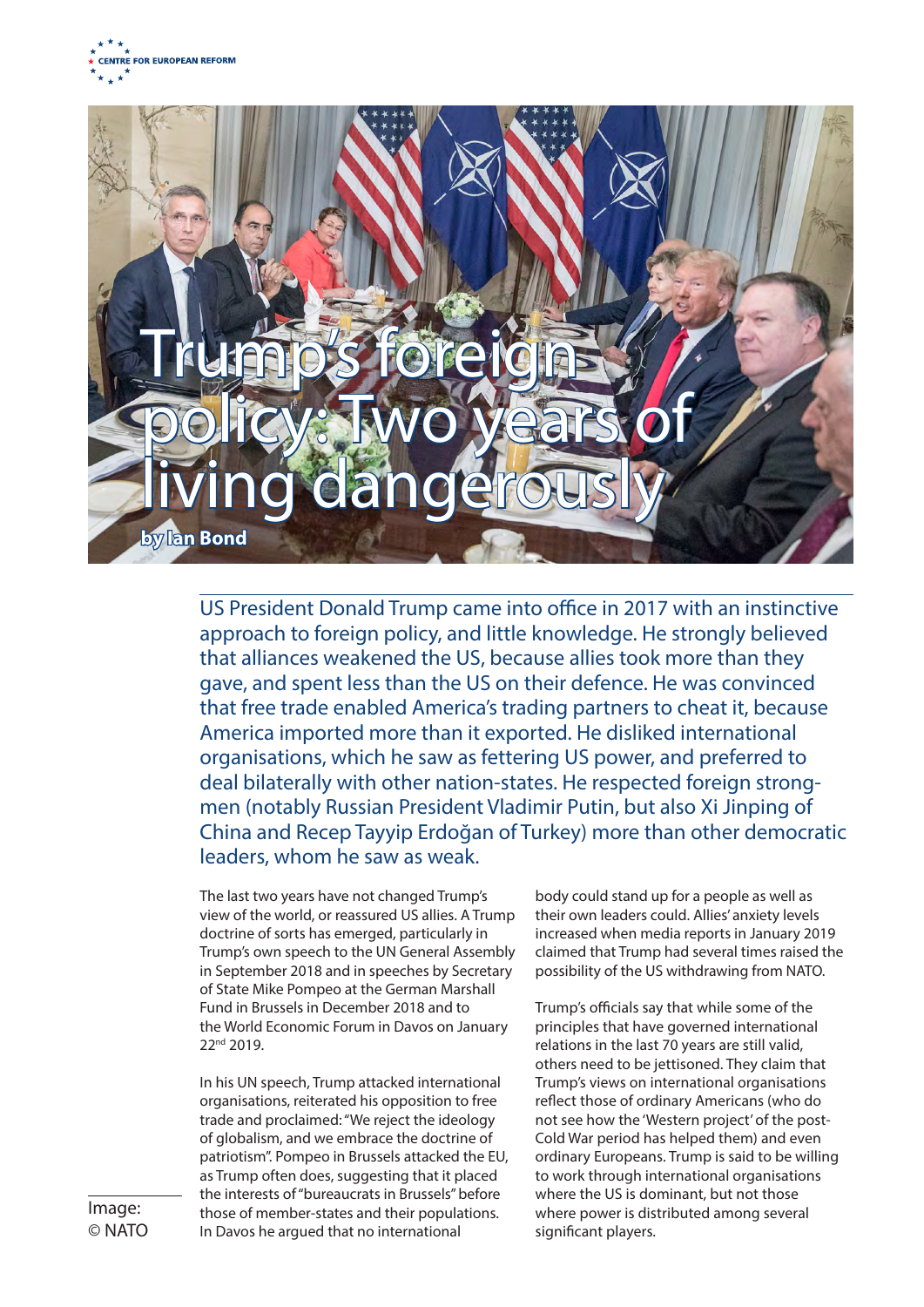CENTRE FOR EUROPEAN REFORM

# Trump's foreign policy: Two years of living dangerously

**by Ian Bond**

US President Donald Trump came into office in 2017 with an instinctive approach to foreign policy, and little knowledge. He strongly believed that alliances weakened the US, because allies took more than they gave, and spent less than the US on their defence. He was convinced that free trade enabled America's trading partners to cheat it, because America imported more than it exported. He disliked international organisations, which he saw as fettering US power, and preferred to deal bilaterally with other nation-states. He respected foreign strong-men (notably Russian President Vladimir Putin, but also Xi Jinping of China and Recep Tayyip Erdoğan of Turkey) more than other democratic leaders, whom he saw as weak.

The last two years have not changed Trump's view of the world, or reassured US allies. A Trump doctrine of sorts has emerged, particularly in Trump's own speech to the UN General Assembly in September 2018 and in speeches by Secretary of State Mike Pompeo at the German Marshall Fund in Brussels in December 2018 and to the World Economic Forum in Davos on January 22nd 2019.

In his UN speech, Trump attacked international organisations, reiterated his opposition to free trade and proclaimed: "We reject the ideology of globalism, and we embrace the doctrine of patriotism". Pompeo in Brussels attacked the EU, as Trump often does, suggesting that it placed the interests of "bureaucrats in Brussels" before those of member-states and their populations. In Davos he argued that no international body could stand up for a people as well as their own leaders could. Allies' anxiety levels increased when media reports in January 2019 claimed that Trump had several times raised the possibility of the US withdrawing from NATO.

Trump's officials say that while some of the principles that have governed international relations in the last 70 years are still valid, others need to be jettisoned. They claim that Trump's views on international organisations reflect those of ordinary Americans (who do not see how the 'Western project' of the post-Cold War period has helped them) and even ordinary Europeans. Trump is said to be willing to work through international organisations where the US is dominant, but not those where power is distributed among several significant players.

Image: © NATO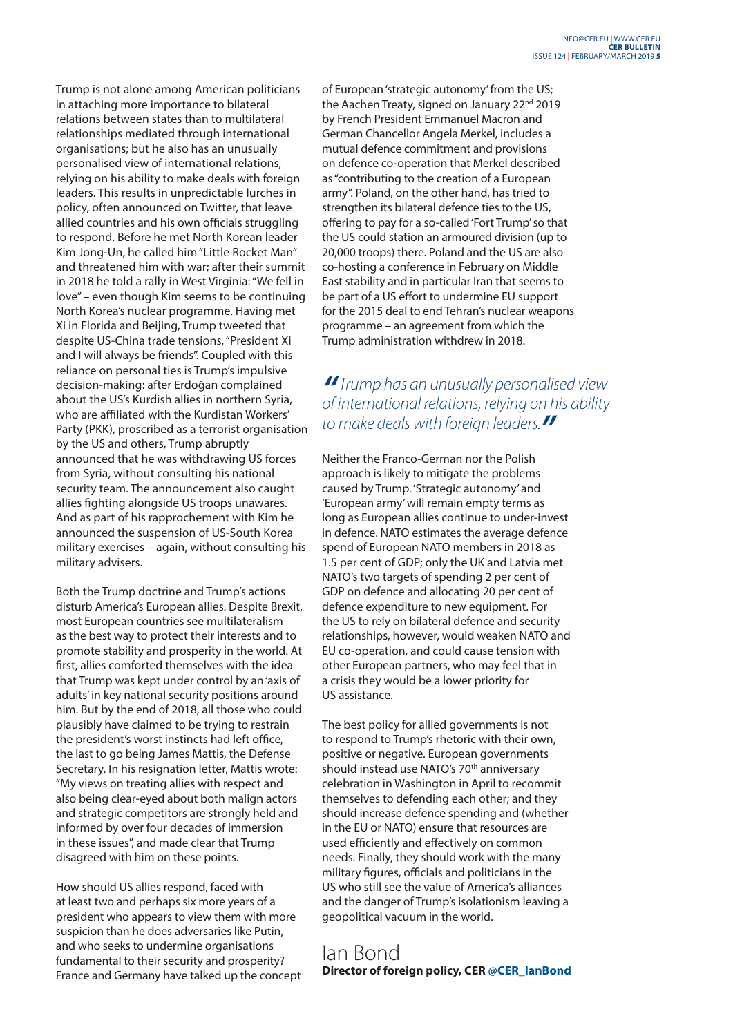Trump is not alone among American politicians in attaching more importance to bilateral relations between states than to multilateral relationships mediated through international organisations; but he also has an unusually personalised view of international relations, relying on his ability to make deals with foreign leaders. This results in unpredictable lurches in policy, often announced on Twitter, that leave allied countries and his own officials struggling to respond. Before he met North Korean leader Kim Jong-Un, he called him "Little Rocket Man" and threatened him with war; after their summit in 2018 he told a rally in West Virginia: "We fell in love" – even though Kim seems to be continuing North Korea's nuclear programme. Having met Xi in Florida and Beijing, Trump tweeted that despite US-China trade tensions, "President Xi and I will always be friends". Coupled with this reliance on personal ties is Trump's impulsive decision-making: after Erdoğan complained about the US's Kurdish allies in northern Syria, who are affiliated with the Kurdistan Workers' Party (PKK), proscribed as a terrorist organisation by the US and others, Trump abruptly announced that he was withdrawing US forces from Syria, without consulting his national security team. The announcement also caught allies fighting alongside US troops unawares. And as part of his rapprochement with Kim he announced the suspension of US-South Korea military exercises – again, without consulting his military advisers.

Both the Trump doctrine and Trump's actions disturb America's European allies. Despite Brexit, most European countries see multilateralism as the best way to protect their interests and to promote stability and prosperity in the world. At first, allies comforted themselves with the idea that Trump was kept under control by an 'axis of adults' in key national security positions around him. But by the end of 2018, all those who could plausibly have claimed to be trying to restrain the president's worst instincts had left office, the last to go being James Mattis, the Defense Secretary. In his resignation letter, Mattis wrote: "My views on treating allies with respect and also being clear-eyed about both malign actors and strategic competitors are strongly held and informed by over four decades of immersion in these issues", and made clear that Trump disagreed with him on these points.

How should US allies respond, faced with at least two and perhaps six more years of a president who appears to view them with more suspicion than he does adversaries like Putin, and who seeks to undermine organisations fundamental to their security and prosperity? France and Germany have talked up the concept of European 'strategic autonomy' from the US; the Aachen Treaty, signed on January 22nd 2019 by French President Emmanuel Macron and German Chancellor Angela Merkel, includes a mutual defence commitment and provisions on defence co-operation that Merkel described as "contributing to the creation of a European army". Poland, on the other hand, has tried to strengthen its bilateral defence ties to the US, offering to pay for a so-called 'Fort Trump' so that the US could station an armoured division (up to 20,000 troops) there. Poland and the US are also co-hosting a conference in February on Middle East stability and in particular Iran that seems to be part of a US effort to undermine EU support for the 2015 deal to end Tehran's nuclear weapons programme – an agreement from which the Trump administration withdrew in 2018.

> *"Trump has an unusually personalised view of international relations, relying on his ability to make deals with foreign leaders."*

Neither the Franco-German nor the Polish approach is likely to mitigate the problems caused by Trump. 'Strategic autonomy' and 'European army' will remain empty terms as long as European allies continue to under-invest in defence. NATO estimates the average defence spend of European NATO members in 2018 as 1.5 per cent of GDP; only the UK and Latvia met NATO's two targets of spending 2 per cent of GDP on defence and allocating 20 per cent of defence expenditure to new equipment. For the US to rely on bilateral defence and security relationships, however, would weaken NATO and EU co-operation, and could cause tension with other European partners, who may feel that in a crisis they would be a lower priority for US assistance.

The best policy for allied governments is not to respond to Trump's rhetoric with their own, positive or negative. European governments should instead use NATO's 70th anniversary celebration in Washington in April to recommit themselves to defending each other; and they should increase defence spending and (whether in the EU or NATO) ensure that resources are used efficiently and effectively on common needs. Finally, they should work with the many military figures, officials and politicians in the US who still see the value of America's alliances and the danger of Trump's isolationism leaving a geopolitical vacuum in the world.

Ian Bond
**Director of foreign policy, CER @CER_IanBond**